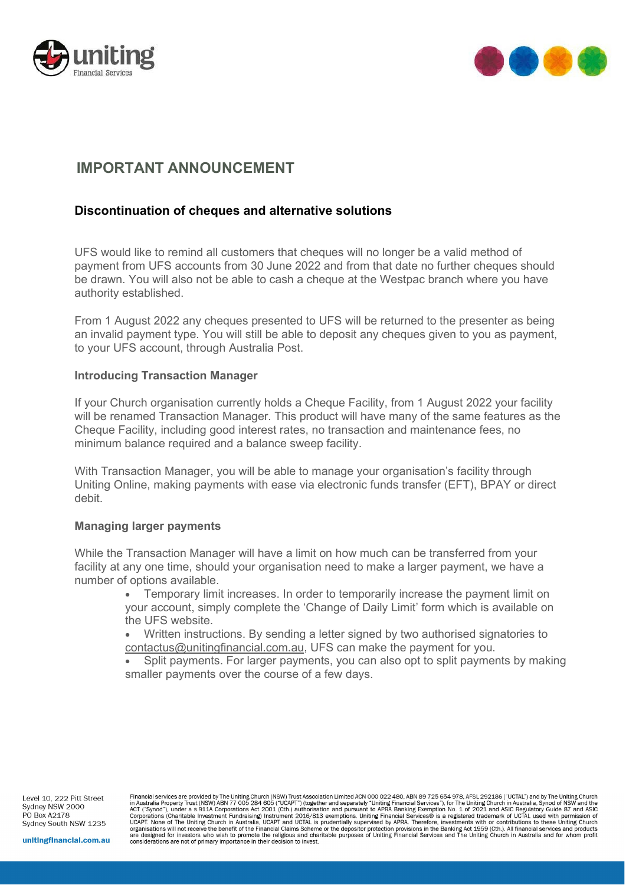# IMPORTANT ANNOUNCEMENT

## Discontinuation of cheques and alternative solutions

UFS would like to remind all customers that cheques will no longer be a valid method of payment from UFS accounts from 30 June 2022 and from that date no further cheques should be drawn. You will also not be able to cash a cheque at the Westpac branch where you have authority established.

From 1 August 2022 any cheques presented to UFS will be returned to the presenter as being an invalid payment type. You will still be able to deposit any cheques given to you as payment, to your UFS account, through Australia Post.

### Introducing Transaction Manager

If your Church organisation currently holds a Cheque Facility, from 1 August 2022 your facility will be renamed Transaction Manager. This product will have many of the same features as the Cheque Facility, including good interest rates, no transaction and maintenance fees, no minimum balance required and a balance sweep facility.

With Transaction Manager, you will be able to manage your organisation's facility through Uniting Online, making payments with ease via electronic funds transfer (EFT), BPAY or direct debit.

### Managing larger payments

While the Transaction Manager will have a limit on how much can be transferred from your facility at any one time, should your organisation need to make a larger payment, we have a number of options available.

- Temporary limit increases. In order to temporarily increase the payment limit on your account, simply complete the 'Change of Daily Limit' form which is available on the UFS website.
- Written instructions. By sending a letter signed by two authorised signatories to contactus@unitingfinancial.com.au, UFS can make the payment for you.
- Split payments. For larger payments, you can also opt to split payments by making smaller payments over the course of a few days.

Level 10, 222 Pitt Street
Sydney NSW 2000
PO Box A2178
Sydney South NSW 1235

unitingfinancial.com.au

Financial services are provided by The Uniting Church (NSW) Trust Association Limited ACN 000 022 480, ABN 89 725 654 978, AFSL 292186 ("UCTAL") and by The Uniting Church in Australia Property Trust (NSW) ABN 77 005 284 605 ("UCAPT") (together and separately "Uniting Financial Services"), for The Uniting Church in Australia, Synod of NSW and the ACT ("Synod"), under a s.911A Corporations Act 2001 (Cth.) authorisation and pursuant to APRA Banking Exemption No. 1 of 2021 and ASIC Regulatory Guide 87 and ASIC Corporations (Charitable Investment Fundraising) Instrument 2016/813 exemptions. Uniting Financial Services® is a registered trademark of UCTAL used with permission of UCAPT. None of The Uniting Church in Australia, UCAPT and UCTAL is prudentially supervised by APRA. Therefore, investments with or contributions to these Uniting Church organisations will not receive the benefit of the Financial Claims Scheme or the depositor protection provisions in the Banking Act 1959 (Cth.). All financial services and products are designed for investors who wish to promote the religious and charitable purposes of Uniting Financial Services and The Uniting Church in Australia and for whom profit considerations are not of primary importance in their decision to invest.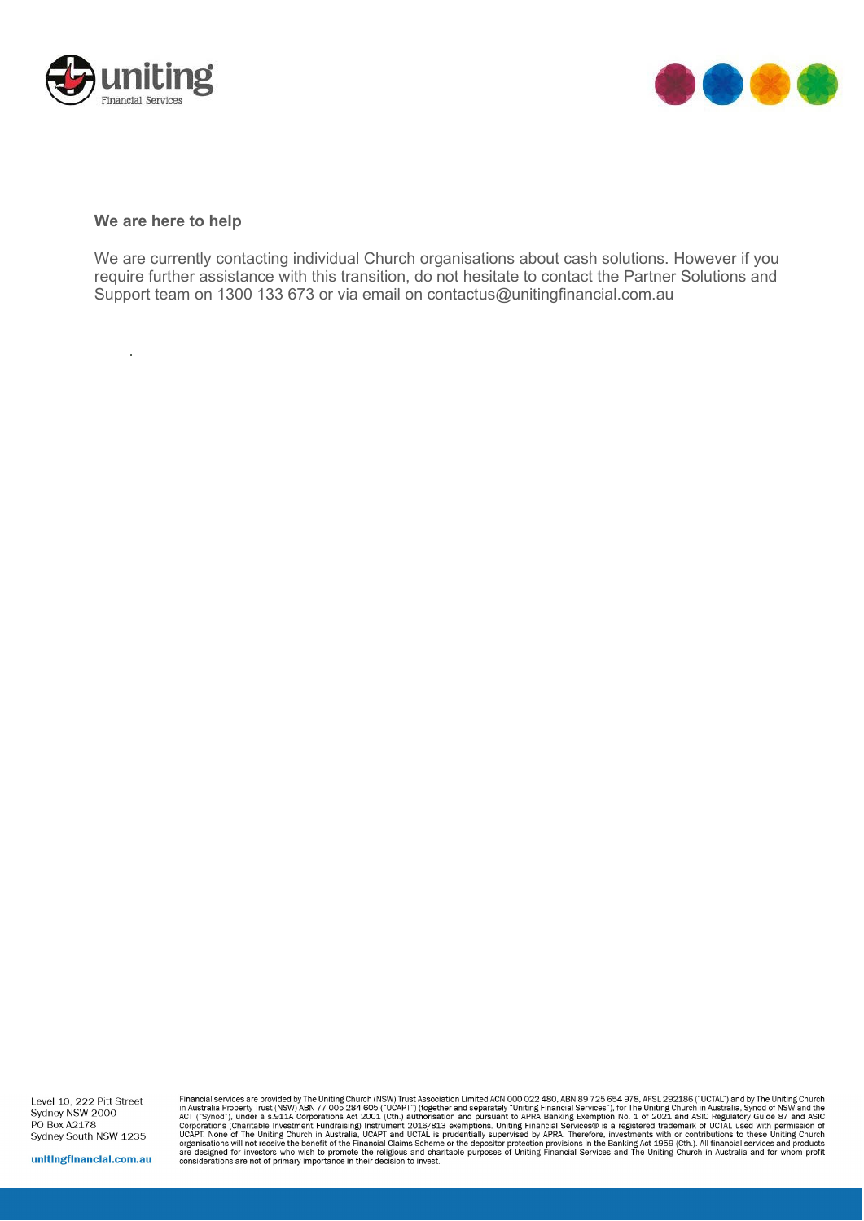**We are here to help**

We are currently contacting individual Church organisations about cash solutions. However if you require further assistance with this transition, do not hesitate to contact the Partner Solutions and Support team on 1300 133 673 or via email on contactus@unitingfinancial.com.au

Level 10, 222 Pitt Street
Sydney NSW 2000
PO Box A2178
Sydney South NSW 1235

unitingfinancial.com.au

Financial services are provided by The Uniting Church (NSW) Trust Association Limited ACN 000 022 480, ABN 89 725 654 978, AFSL 292186 ("UCTAL") and by The Uniting Church in Australia Property Trust (NSW) ABN 77 005 284 605 ("UCAPT") (together and separately "Uniting Financial Services"), for The Uniting Church in Australia, Synod of NSW and the ACT ("Synod"), under a s.911A Corporations Act 2001 (Cth.) authorisation and pursuant to APRA Banking Exemption No. 1 of 2021 and ASIC Regulatory Guide 87 and ASIC Corporations (Charitable Investment Fundraising) Instrument 2016/813 exemptions. Uniting Financial Services® is a registered trademark of UCTAL used with permission of UCAPT. None of The Uniting Church in Australia, UCAPT and UCTAL is prudentially supervised by APRA. Therefore, investments with or contributions to these Uniting Church organisations will not receive the benefit of the Financial Claims Scheme or the depositor protection provisions in the Banking Act 1959 (Cth.). All financial services and products are designed for investors who wish to promote the religious and charitable purposes of Uniting Financial Services and The Uniting Church in Australia and for whom profit considerations are not of primary importance in their decision to invest.